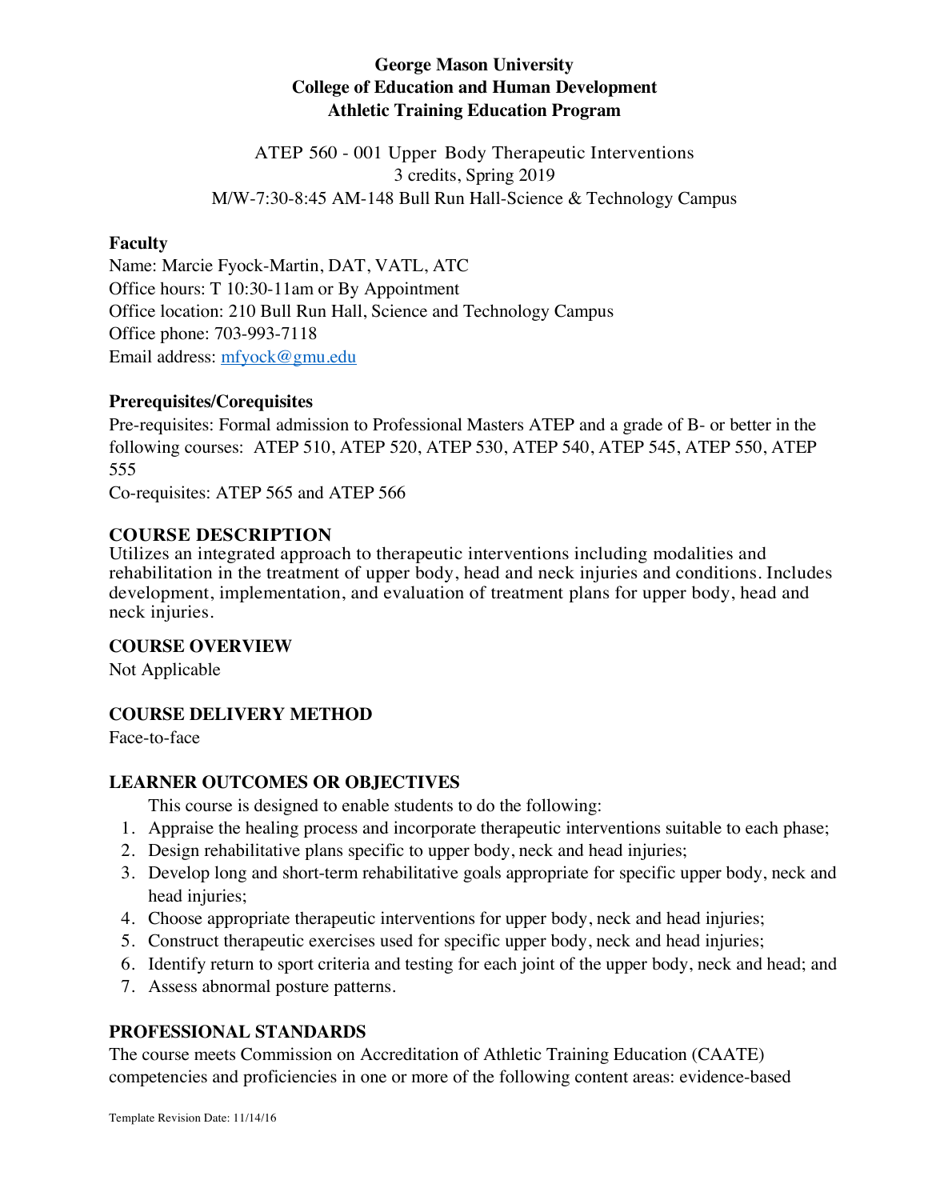**George Mason University**
**College of Education and Human Development**
**Athletic Training Education Program**

ATEP 560 - 001 Upper Body Therapeutic Interventions
3 credits, Spring 2019
M/W-7:30-8:45 AM-148 Bull Run Hall-Science & Technology Campus

**Faculty**

Name: Marcie Fyock-Martin, DAT, VATL, ATC
Office hours: T 10:30-11am or By Appointment
Office location: 210 Bull Run Hall, Science and Technology Campus
Office phone: 703-993-7118
Email address: mfyock@gmu.edu

**Prerequisites/Corequisites**

Pre-requisites: Formal admission to Professional Masters ATEP and a grade of B- or better in the following courses: ATEP 510, ATEP 520, ATEP 530, ATEP 540, ATEP 545, ATEP 550, ATEP 555
Co-requisites: ATEP 565 and ATEP 566

## COURSE DESCRIPTION

Utilizes an integrated approach to therapeutic interventions including modalities and rehabilitation in the treatment of upper body, head and neck injuries and conditions. Includes development, implementation, and evaluation of treatment plans for upper body, head and neck injuries.

## COURSE OVERVIEW

Not Applicable

## COURSE DELIVERY METHOD

Face-to-face

## LEARNER OUTCOMES OR OBJECTIVES

This course is designed to enable students to do the following:

1. Appraise the healing process and incorporate therapeutic interventions suitable to each phase;
2. Design rehabilitative plans specific to upper body, neck and head injuries;
3. Develop long and short-term rehabilitative goals appropriate for specific upper body, neck and head injuries;
4. Choose appropriate therapeutic interventions for upper body, neck and head injuries;
5. Construct therapeutic exercises used for specific upper body, neck and head injuries;
6. Identify return to sport criteria and testing for each joint of the upper body, neck and head; and
7. Assess abnormal posture patterns.

## PROFESSIONAL STANDARDS

The course meets Commission on Accreditation of Athletic Training Education (CAATE) competencies and proficiencies in one or more of the following content areas: evidence-based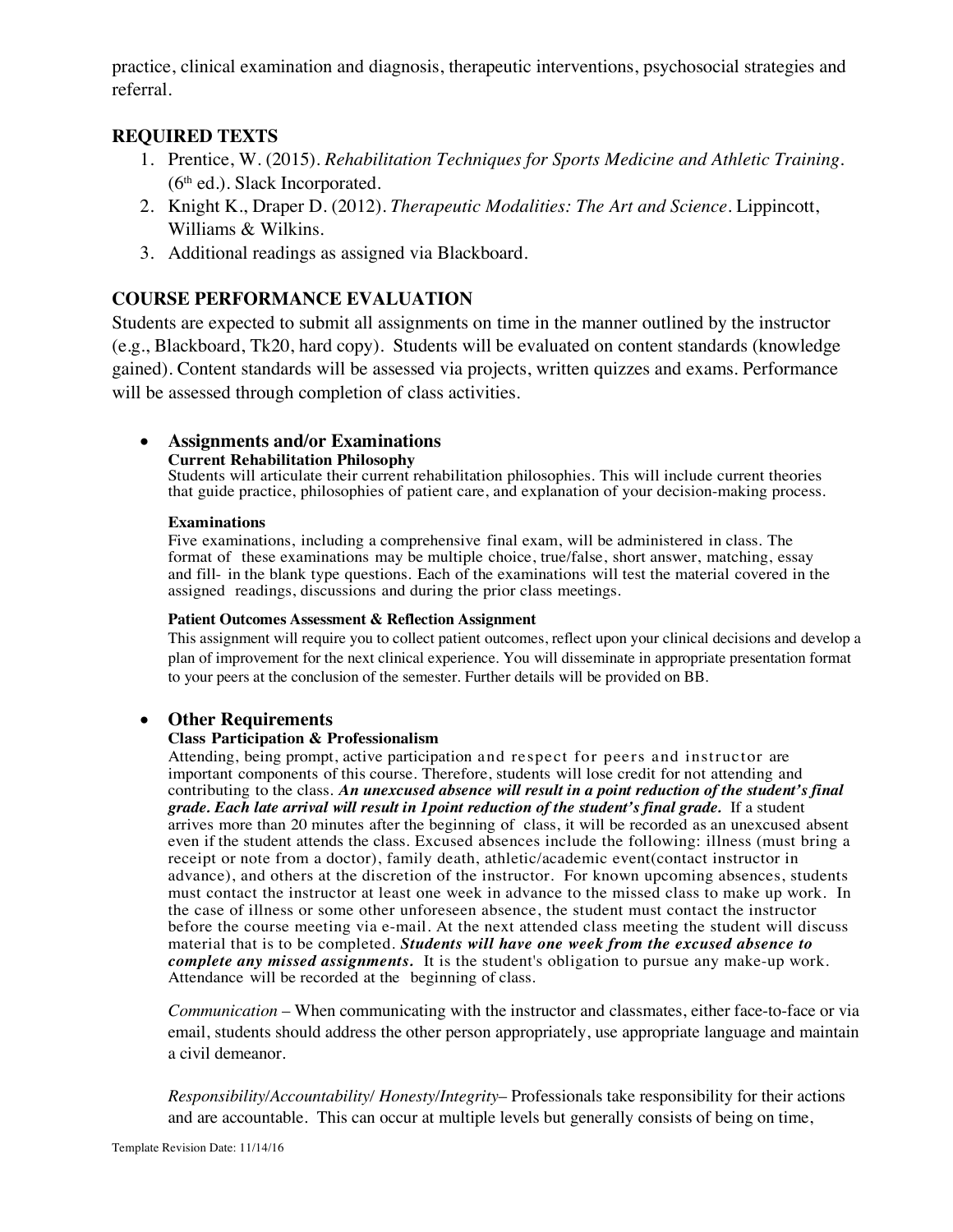practice, clinical examination and diagnosis, therapeutic interventions, psychosocial strategies and referral.

## REQUIRED TEXTS

1. Prentice, W. (2015). *Rehabilitation Techniques for Sports Medicine and Athletic Training*. (6th ed.). Slack Incorporated.
2. Knight K., Draper D. (2012). *Therapeutic Modalities: The Art and Science*. Lippincott, Williams & Wilkins.
3. Additional readings as assigned via Blackboard.

## COURSE PERFORMANCE EVALUATION

Students are expected to submit all assignments on time in the manner outlined by the instructor (e.g., Blackboard, Tk20, hard copy). Students will be evaluated on content standards (knowledge gained). Content standards will be assessed via projects, written quizzes and exams. Performance will be assessed through completion of class activities.

- **Assignments and/or Examinations**

  **Current Rehabilitation Philosophy**
  Students will articulate their current rehabilitation philosophies. This will include current theories that guide practice, philosophies of patient care, and explanation of your decision-making process.

  **Examinations**
  Five examinations, including a comprehensive final exam, will be administered in class. The format of these examinations may be multiple choice, true/false, short answer, matching, essay and fill- in the blank type questions. Each of the examinations will test the material covered in the assigned readings, discussions and during the prior class meetings.

  **Patient Outcomes Assessment & Reflection Assignment**
  This assignment will require you to collect patient outcomes, reflect upon your clinical decisions and develop a plan of improvement for the next clinical experience. You will disseminate in appropriate presentation format to your peers at the conclusion of the semester. Further details will be provided on BB.

- **Other Requirements**

  **Class Participation & Professionalism**
  Attending, being prompt, active participation and respect for peers and instructor are important components of this course. Therefore, students will lose credit for not attending and contributing to the class. ***An unexcused absence will result in a point reduction of the student's final grade. Each late arrival will result in 1point reduction of the student's final grade.*** If a student arrives more than 20 minutes after the beginning of class, it will be recorded as an unexcused absent even if the student attends the class. Excused absences include the following: illness (must bring a receipt or note from a doctor), family death, athletic/academic event(contact instructor in advance), and others at the discretion of the instructor. For known upcoming absences, students must contact the instructor at least one week in advance to the missed class to make up work. In the case of illness or some other unforeseen absence, the student must contact the instructor before the course meeting via e-mail. At the next attended class meeting the student will discuss material that is to be completed. ***Students will have one week from the excused absence to complete any missed assignments.*** It is the student's obligation to pursue any make-up work. Attendance will be recorded at the beginning of class.

  *Communication* – When communicating with the instructor and classmates, either face-to-face or via email, students should address the other person appropriately, use appropriate language and maintain a civil demeanor.

  *Responsibility/Accountability/ Honesty/Integrity*– Professionals take responsibility for their actions and are accountable. This can occur at multiple levels but generally consists of being on time,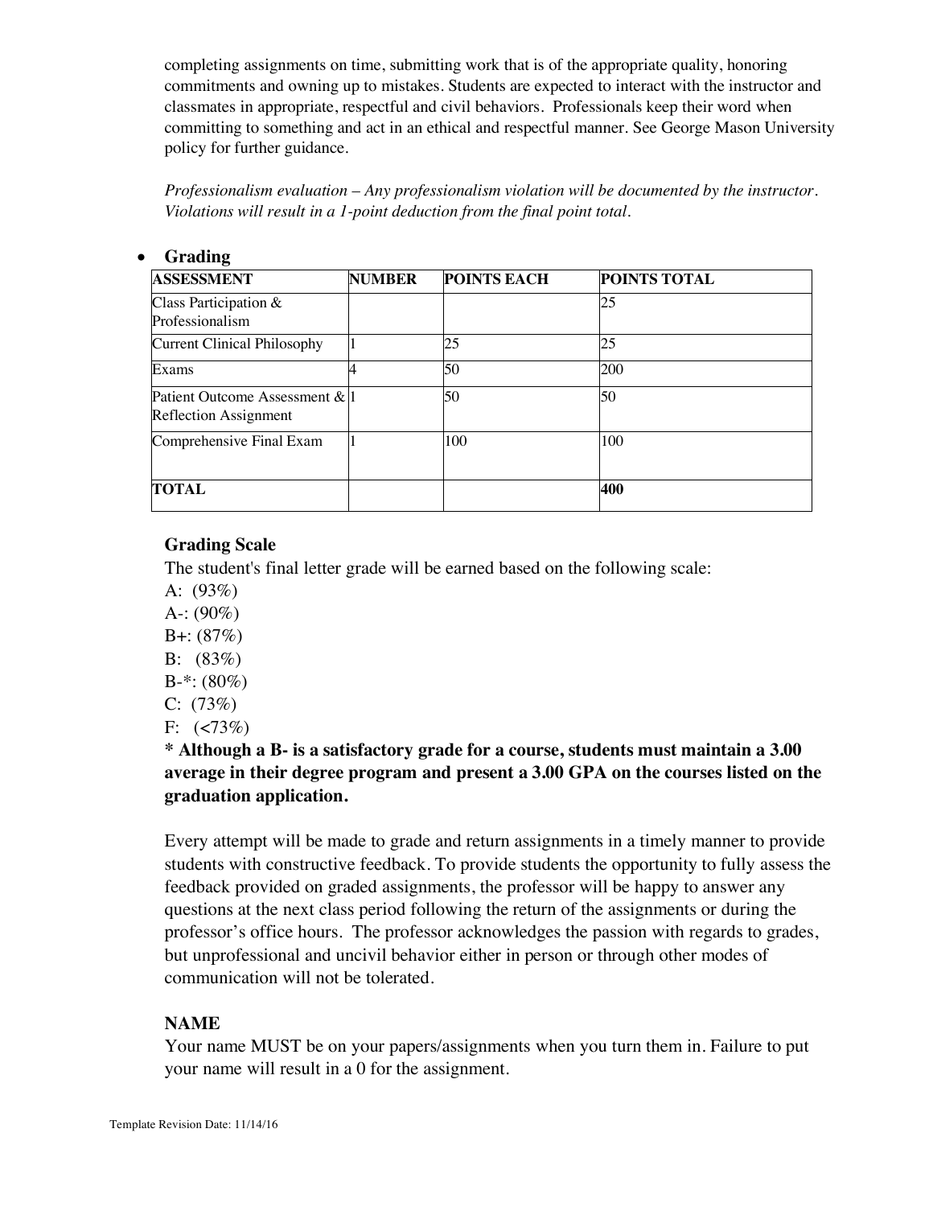completing assignments on time, submitting work that is of the appropriate quality, honoring commitments and owning up to mistakes. Students are expected to interact with the instructor and classmates in appropriate, respectful and civil behaviors. Professionals keep their word when committing to something and act in an ethical and respectful manner. See George Mason University policy for further guidance.

*Professionalism evaluation – Any professionalism violation will be documented by the instructor. Violations will result in a 1-point deduction from the final point total.*

- **Grading**

| ASSESSMENT | NUMBER | POINTS EACH | POINTS TOTAL |
|---|---|---|---|
| Class Participation & Professionalism | | | 25 |
| Current Clinical Philosophy | 1 | 25 | 25 |
| Exams | 4 | 50 | 200 |
| Patient Outcome Assessment & Reflection Assignment | 1 | 50 | 50 |
| Comprehensive Final Exam | 1 | 100 | 100 |
| **TOTAL** | | | **400** |

**Grading Scale**

The student's final letter grade will be earned based on the following scale:

A: (93%)
A-: (90%)
B+: (87%)
B: (83%)
B-*: (80%)
C: (73%)
F: (<73%)

**\* Although a B- is a satisfactory grade for a course, students must maintain a 3.00 average in their degree program and present a 3.00 GPA on the courses listed on the graduation application.**

Every attempt will be made to grade and return assignments in a timely manner to provide students with constructive feedback. To provide students the opportunity to fully assess the feedback provided on graded assignments, the professor will be happy to answer any questions at the next class period following the return of the assignments or during the professor's office hours. The professor acknowledges the passion with regards to grades, but unprofessional and uncivil behavior either in person or through other modes of communication will not be tolerated.

**NAME**

Your name MUST be on your papers/assignments when you turn them in. Failure to put your name will result in a 0 for the assignment.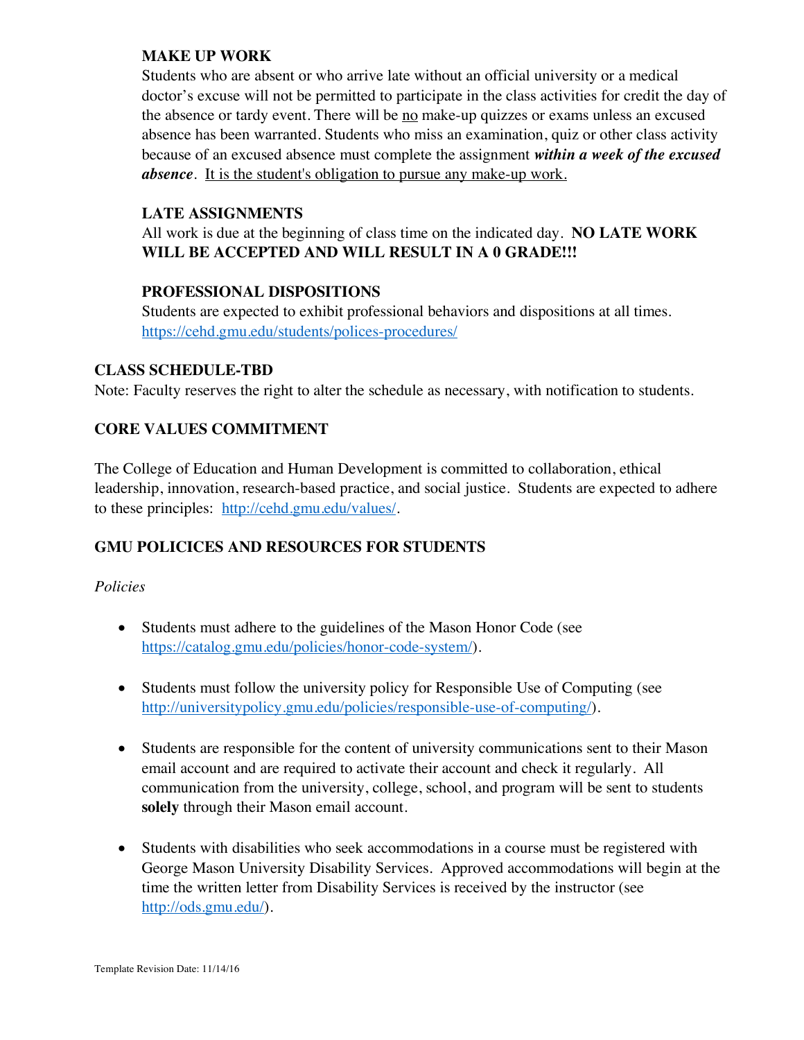### MAKE UP WORK

Students who are absent or who arrive late without an official university or a medical doctor's excuse will not be permitted to participate in the class activities for credit the day of the absence or tardy event. There will be no make-up quizzes or exams unless an excused absence has been warranted. Students who miss an examination, quiz or other class activity because of an excused absence must complete the assignment ***within a week of the excused absence***. It is the student's obligation to pursue any make-up work.

### LATE ASSIGNMENTS

All work is due at the beginning of class time on the indicated day. **NO LATE WORK WILL BE ACCEPTED AND WILL RESULT IN A 0 GRADE!!!**

### PROFESSIONAL DISPOSITIONS

Students are expected to exhibit professional behaviors and dispositions at all times. https://cehd.gmu.edu/students/polices-procedures/

## CLASS SCHEDULE-TBD

Note: Faculty reserves the right to alter the schedule as necessary, with notification to students.

## CORE VALUES COMMITMENT

The College of Education and Human Development is committed to collaboration, ethical leadership, innovation, research-based practice, and social justice. Students are expected to adhere to these principles: http://cehd.gmu.edu/values/.

## GMU POLICICES AND RESOURCES FOR STUDENTS

*Policies*

- Students must adhere to the guidelines of the Mason Honor Code (see https://catalog.gmu.edu/policies/honor-code-system/).

- Students must follow the university policy for Responsible Use of Computing (see http://universitypolicy.gmu.edu/policies/responsible-use-of-computing/).

- Students are responsible for the content of university communications sent to their Mason email account and are required to activate their account and check it regularly. All communication from the university, college, school, and program will be sent to students **solely** through their Mason email account.

- Students with disabilities who seek accommodations in a course must be registered with George Mason University Disability Services. Approved accommodations will begin at the time the written letter from Disability Services is received by the instructor (see http://ods.gmu.edu/).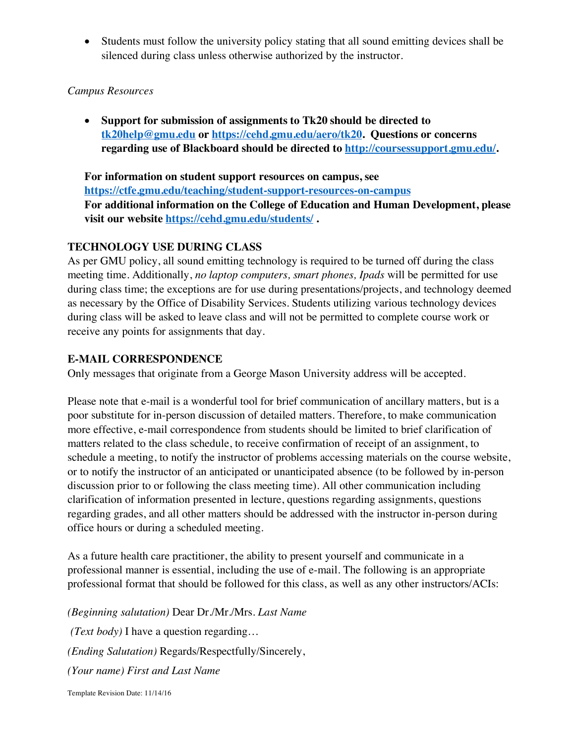- Students must follow the university policy stating that all sound emitting devices shall be silenced during class unless otherwise authorized by the instructor.

*Campus Resources*

- **Support for submission of assignments to Tk20 should be directed to [tk20help@gmu.edu](mailto:tk20help@gmu.edu) or [https://cehd.gmu.edu/aero/tk20](https://cehd.gmu.edu/aero/tk20). Questions or concerns regarding use of Blackboard should be directed to [http://coursessupport.gmu.edu/](http://coursessupport.gmu.edu/).**

**For information on student support resources on campus, see [https://ctfe.gmu.edu/teaching/student-support-resources-on-campus](https://ctfe.gmu.edu/teaching/student-support-resources-on-campus)**
**For additional information on the College of Education and Human Development, please visit our website [https://cehd.gmu.edu/students/](https://cehd.gmu.edu/students/) .**

## TECHNOLOGY USE DURING CLASS

As per GMU policy, all sound emitting technology is required to be turned off during the class meeting time. Additionally, *no laptop computers, smart phones, Ipads* will be permitted for use during class time; the exceptions are for use during presentations/projects, and technology deemed as necessary by the Office of Disability Services. Students utilizing various technology devices during class will be asked to leave class and will not be permitted to complete course work or receive any points for assignments that day.

## E-MAIL CORRESPONDENCE

Only messages that originate from a George Mason University address will be accepted.

Please note that e-mail is a wonderful tool for brief communication of ancillary matters, but is a poor substitute for in-person discussion of detailed matters. Therefore, to make communication more effective, e-mail correspondence from students should be limited to brief clarification of matters related to the class schedule, to receive confirmation of receipt of an assignment, to schedule a meeting, to notify the instructor of problems accessing materials on the course website, or to notify the instructor of an anticipated or unanticipated absence (to be followed by in-person discussion prior to or following the class meeting time). All other communication including clarification of information presented in lecture, questions regarding assignments, questions regarding grades, and all other matters should be addressed with the instructor in-person during office hours or during a scheduled meeting.

As a future health care practitioner, the ability to present yourself and communicate in a professional manner is essential, including the use of e-mail. The following is an appropriate professional format that should be followed for this class, as well as any other instructors/ACIs:

*(Beginning salutation)* Dear Dr./Mr./Mrs. *Last Name*

*(Text body)* I have a question regarding…

*(Ending Salutation)* Regards/Respectfully/Sincerely,

*(Your name) First and Last Name*

Template Revision Date: 11/14/16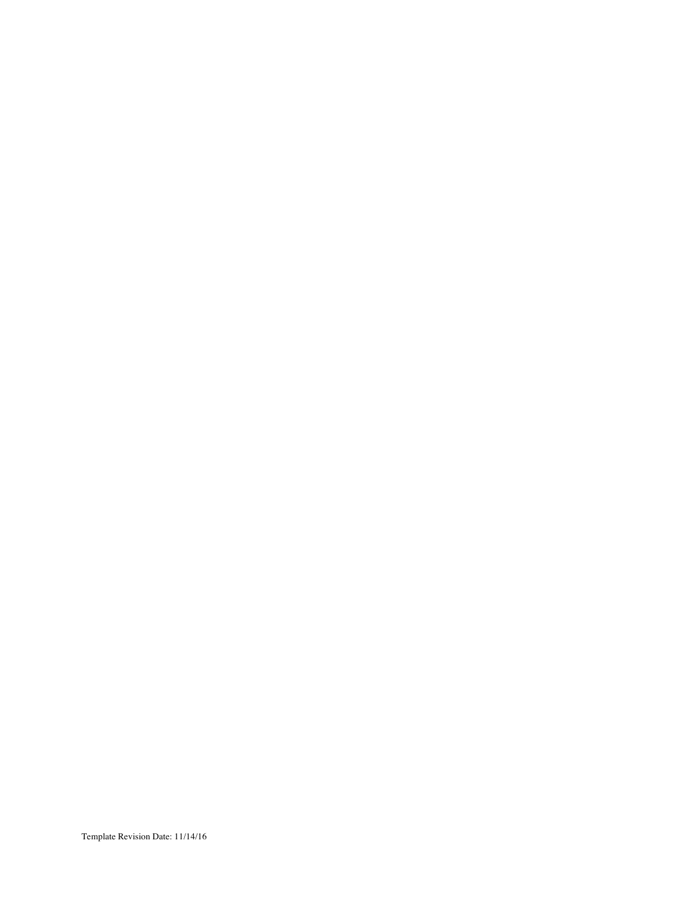Template Revision Date: 11/14/16